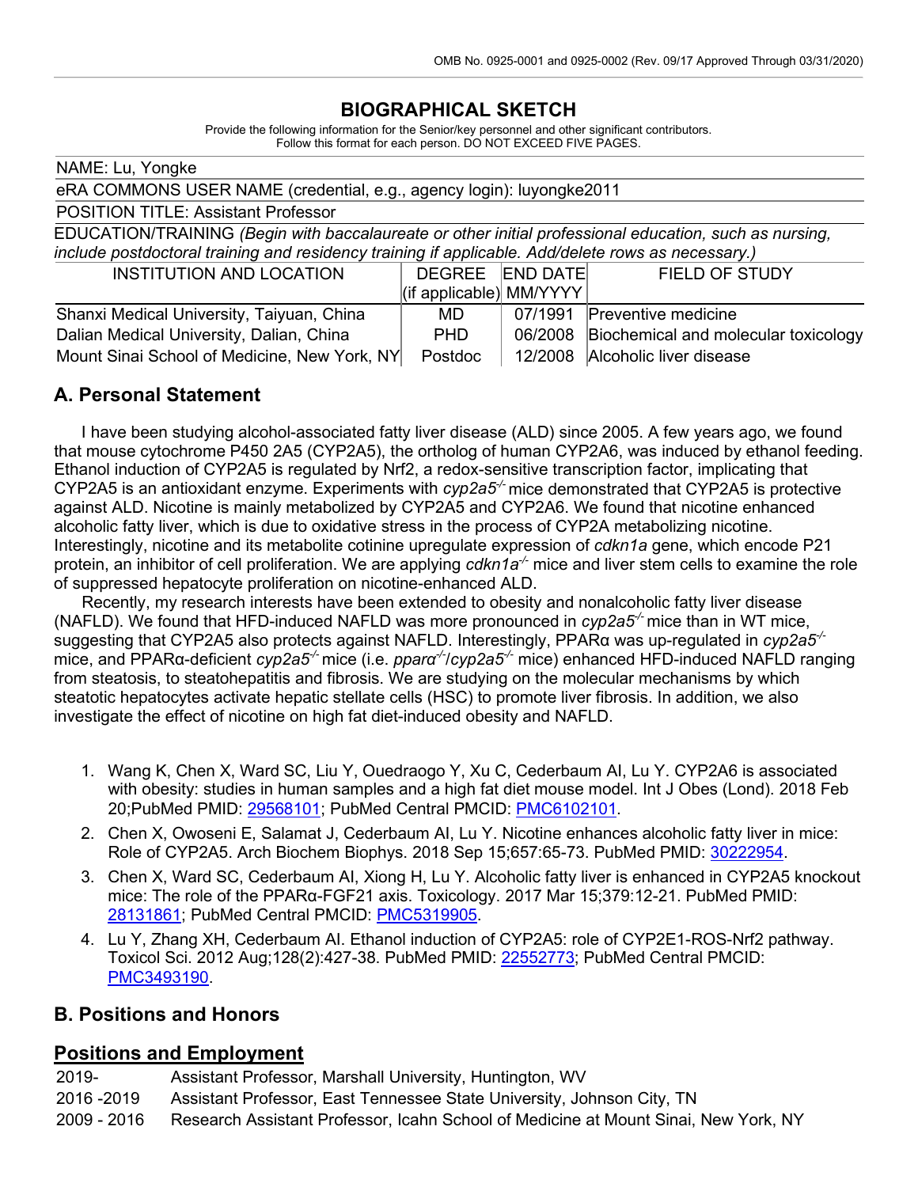OMB No. 0925-0001 and 0925-0002 (Rev. 09/17 Approved Through 03/31/2020)

# BIOGRAPHICAL SKETCH

Provide the following information for the Senior/key personnel and other significant contributors.
Follow this format for each person. DO NOT EXCEED FIVE PAGES.

NAME: Lu, Yongke

eRA COMMONS USER NAME (credential, e.g., agency login): luyongke2011

POSITION TITLE: Assistant Professor

EDUCATION/TRAINING *(Begin with baccalaureate or other initial professional education, such as nursing, include postdoctoral training and residency training if applicable. Add/delete rows as necessary.)*

| INSTITUTION AND LOCATION | DEGREE (if applicable) | END DATE MM/YYYY | FIELD OF STUDY |
|---|---|---|---|
| Shanxi Medical University, Taiyuan, China | MD | 07/1991 | Preventive medicine |
| Dalian Medical University, Dalian, China | PHD | 06/2008 | Biochemical and molecular toxicology |
| Mount Sinai School of Medicine, New York, NY | Postdoc | 12/2008 | Alcoholic liver disease |

## A. Personal Statement

I have been studying alcohol-associated fatty liver disease (ALD) since 2005. A few years ago, we found that mouse cytochrome P450 2A5 (CYP2A5), the ortholog of human CYP2A6, was induced by ethanol feeding. Ethanol induction of CYP2A5 is regulated by Nrf2, a redox-sensitive transcription factor, implicating that CYP2A5 is an antioxidant enzyme. Experiments with *cyp2a5*$^{-/-}$ mice demonstrated that CYP2A5 is protective against ALD. Nicotine is mainly metabolized by CYP2A5 and CYP2A6. We found that nicotine enhanced alcoholic fatty liver, which is due to oxidative stress in the process of CYP2A metabolizing nicotine. Interestingly, nicotine and its metabolite cotinine upregulate expression of *cdkn1a* gene, which encode P21 protein, an inhibitor of cell proliferation. We are applying *cdkn1a*$^{-/-}$ mice and liver stem cells to examine the role of suppressed hepatocyte proliferation on nicotine-enhanced ALD.

Recently, my research interests have been extended to obesity and nonalcoholic fatty liver disease (NAFLD). We found that HFD-induced NAFLD was more pronounced in *cyp2a5*$^{-/-}$ mice than in WT mice, suggesting that CYP2A5 also protects against NAFLD. Interestingly, PPARα was up-regulated in *cyp2a5*$^{-/-}$ mice, and PPARα-deficient *cyp2a5*$^{-/-}$ mice (i.e. *pparα*$^{-/-}$/*cyp2a5*$^{-/-}$ mice) enhanced HFD-induced NAFLD ranging from steatosis, to steatohepatitis and fibrosis. We are studying on the molecular mechanisms by which steatotic hepatocytes activate hepatic stellate cells (HSC) to promote liver fibrosis. In addition, we also investigate the effect of nicotine on high fat diet-induced obesity and NAFLD.

1. Wang K, Chen X, Ward SC, Liu Y, Ouedraogo Y, Xu C, Cederbaum AI, Lu Y. CYP2A6 is associated with obesity: studies in human samples and a high fat diet mouse model. Int J Obes (Lond). 2018 Feb 20;PubMed PMID: 29568101; PubMed Central PMCID: PMC6102101.
2. Chen X, Owoseni E, Salamat J, Cederbaum AI, Lu Y. Nicotine enhances alcoholic fatty liver in mice: Role of CYP2A5. Arch Biochem Biophys. 2018 Sep 15;657:65-73. PubMed PMID: 30222954.
3. Chen X, Ward SC, Cederbaum AI, Xiong H, Lu Y. Alcoholic fatty liver is enhanced in CYP2A5 knockout mice: The role of the PPARα-FGF21 axis. Toxicology. 2017 Mar 15;379:12-21. PubMed PMID: 28131861; PubMed Central PMCID: PMC5319905.
4. Lu Y, Zhang XH, Cederbaum AI. Ethanol induction of CYP2A5: role of CYP2E1-ROS-Nrf2 pathway. Toxicol Sci. 2012 Aug;128(2):427-38. PubMed PMID: 22552773; PubMed Central PMCID: PMC3493190.

## B. Positions and Honors

### Positions and Employment

| | |
|---|---|
| 2019- | Assistant Professor, Marshall University, Huntington, WV |
| 2016 -2019 | Assistant Professor, East Tennessee State University, Johnson City, TN |
| 2009 - 2016 | Research Assistant Professor, Icahn School of Medicine at Mount Sinai, New York, NY |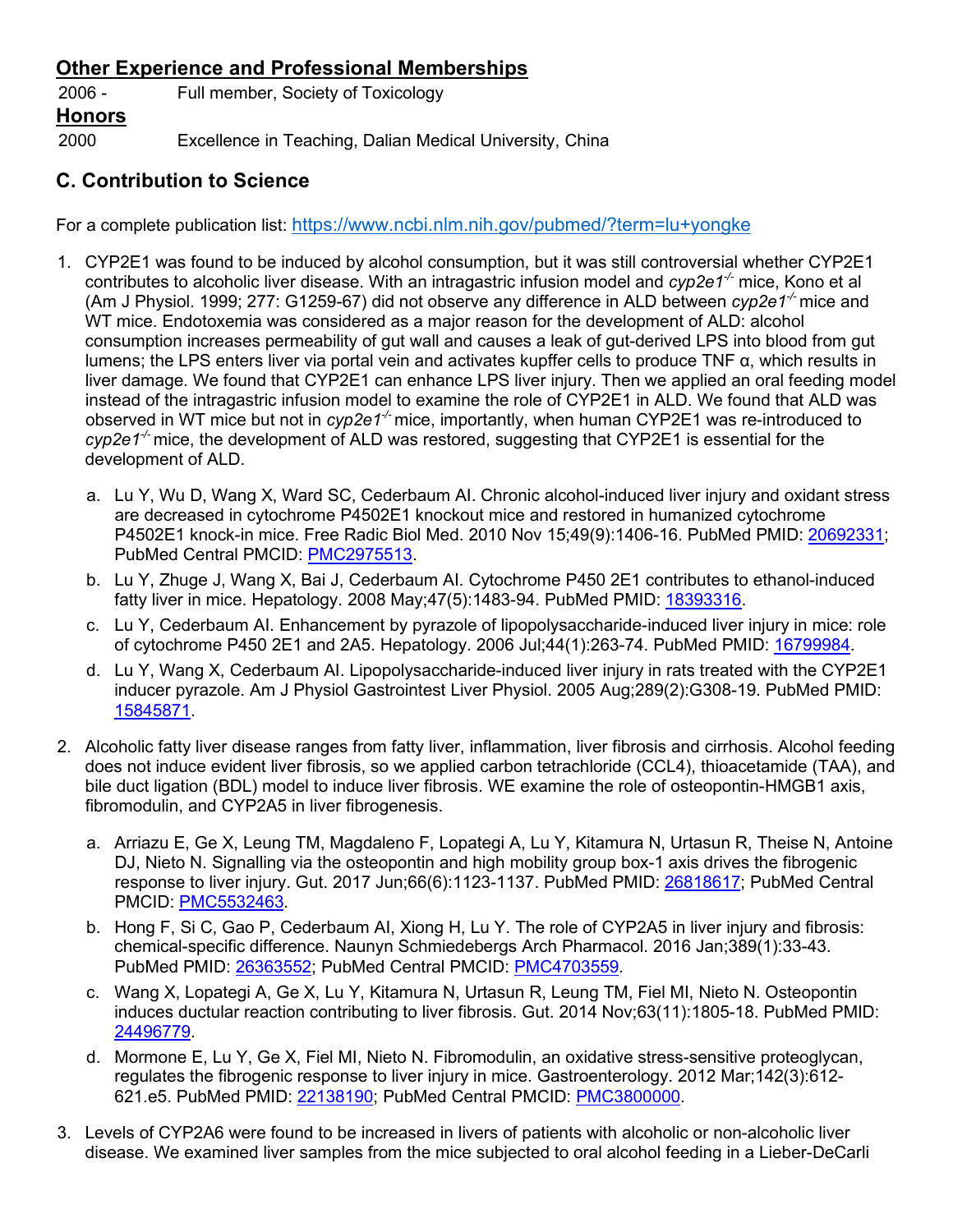## Other Experience and Professional Memberships

2006 - Full member, Society of Toxicology

## Honors

2000 Excellence in Teaching, Dalian Medical University, China

## C. Contribution to Science

For a complete publication list: https://www.ncbi.nlm.nih.gov/pubmed/?term=lu+yongke

1. CYP2E1 was found to be induced by alcohol consumption, but it was still controversial whether CYP2E1 contributes to alcoholic liver disease. With an intragastric infusion model and *cyp2e1*$^{-/-}$ mice, Kono et al (Am J Physiol. 1999; 277: G1259-67) did not observe any difference in ALD between *cyp2e1*$^{-/-}$ mice and WT mice. Endotoxemia was considered as a major reason for the development of ALD: alcohol consumption increases permeability of gut wall and causes a leak of gut-derived LPS into blood from gut lumens; the LPS enters liver via portal vein and activates kupffer cells to produce TNF α, which results in liver damage. We found that CYP2E1 can enhance LPS liver injury. Then we applied an oral feeding model instead of the intragastric infusion model to examine the role of CYP2E1 in ALD. We found that ALD was observed in WT mice but not in *cyp2e1*$^{-/-}$ mice, importantly, when human CYP2E1 was re-introduced to *cyp2e1*$^{-/-}$ mice, the development of ALD was restored, suggesting that CYP2E1 is essential for the development of ALD.

   a. Lu Y, Wu D, Wang X, Ward SC, Cederbaum AI. Chronic alcohol-induced liver injury and oxidant stress are decreased in cytochrome P4502E1 knockout mice and restored in humanized cytochrome P4502E1 knock-in mice. Free Radic Biol Med. 2010 Nov 15;49(9):1406-16. PubMed PMID: 20692331; PubMed Central PMCID: PMC2975513.

   b. Lu Y, Zhuge J, Wang X, Bai J, Cederbaum AI. Cytochrome P450 2E1 contributes to ethanol-induced fatty liver in mice. Hepatology. 2008 May;47(5):1483-94. PubMed PMID: 18393316.

   c. Lu Y, Cederbaum AI. Enhancement by pyrazole of lipopolysaccharide-induced liver injury in mice: role of cytochrome P450 2E1 and 2A5. Hepatology. 2006 Jul;44(1):263-74. PubMed PMID: 16799984.

   d. Lu Y, Wang X, Cederbaum AI. Lipopolysaccharide-induced liver injury in rats treated with the CYP2E1 inducer pyrazole. Am J Physiol Gastrointest Liver Physiol. 2005 Aug;289(2):G308-19. PubMed PMID: 15845871.

2. Alcoholic fatty liver disease ranges from fatty liver, inflammation, liver fibrosis and cirrhosis. Alcohol feeding does not induce evident liver fibrosis, so we applied carbon tetrachloride (CCL4), thioacetamide (TAA), and bile duct ligation (BDL) model to induce liver fibrosis. WE examine the role of osteopontin-HMGB1 axis, fibromodulin, and CYP2A5 in liver fibrogenesis.

   a. Arriazu E, Ge X, Leung TM, Magdaleno F, Lopategi A, Lu Y, Kitamura N, Urtasun R, Theise N, Antoine DJ, Nieto N. Signalling via the osteopontin and high mobility group box-1 axis drives the fibrogenic response to liver injury. Gut. 2017 Jun;66(6):1123-1137. PubMed PMID: 26818617; PubMed Central PMCID: PMC5532463.

   b. Hong F, Si C, Gao P, Cederbaum AI, Xiong H, Lu Y. The role of CYP2A5 in liver injury and fibrosis: chemical-specific difference. Naunyn Schmiedebergs Arch Pharmacol. 2016 Jan;389(1):33-43. PubMed PMID: 26363552; PubMed Central PMCID: PMC4703559.

   c. Wang X, Lopategi A, Ge X, Lu Y, Kitamura N, Urtasun R, Leung TM, Fiel MI, Nieto N. Osteopontin induces ductular reaction contributing to liver fibrosis. Gut. 2014 Nov;63(11):1805-18. PubMed PMID: 24496779.

   d. Mormone E, Lu Y, Ge X, Fiel MI, Nieto N. Fibromodulin, an oxidative stress-sensitive proteoglycan, regulates the fibrogenic response to liver injury in mice. Gastroenterology. 2012 Mar;142(3):612-621.e5. PubMed PMID: 22138190; PubMed Central PMCID: PMC3800000.

3. Levels of CYP2A6 were found to be increased in livers of patients with alcoholic or non-alcoholic liver disease. We examined liver samples from the mice subjected to oral alcohol feeding in a Lieber-DeCarli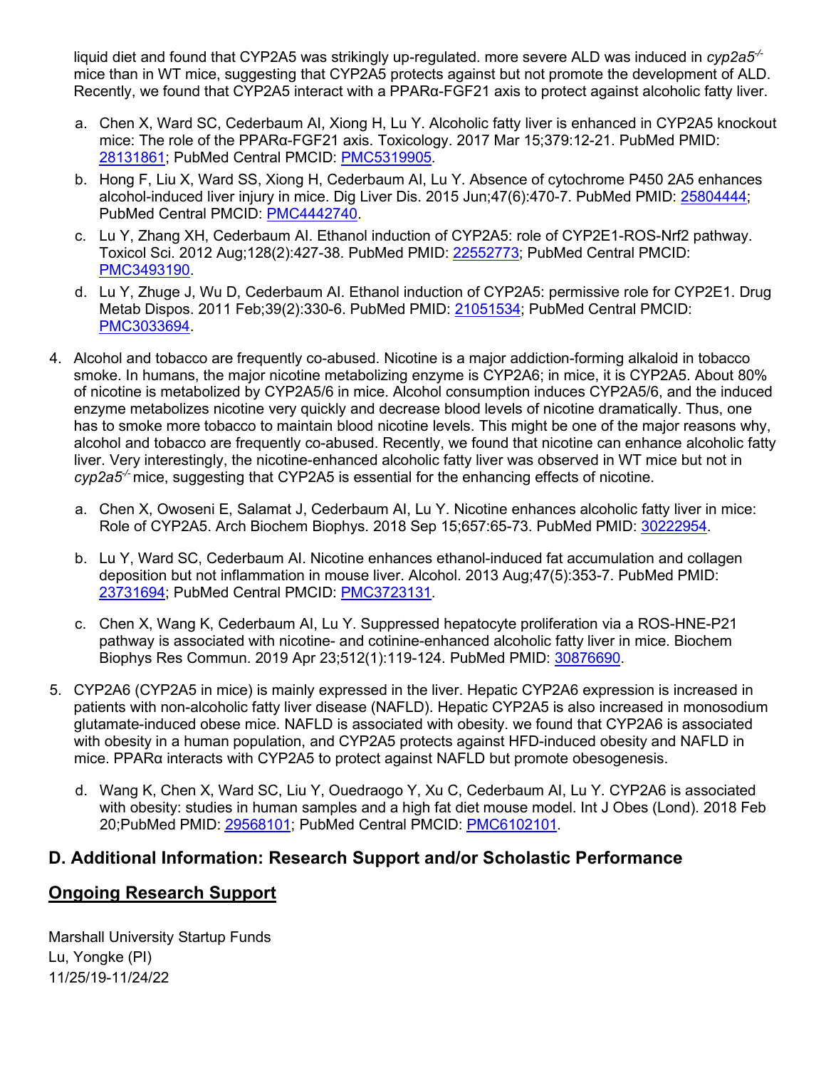liquid diet and found that CYP2A5 was strikingly up-regulated. more severe ALD was induced in *cyp2a5$^{-/-}$* mice than in WT mice, suggesting that CYP2A5 protects against but not promote the development of ALD. Recently, we found that CYP2A5 interact with a PPARα-FGF21 axis to protect against alcoholic fatty liver.

a. Chen X, Ward SC, Cederbaum AI, Xiong H, Lu Y. Alcoholic fatty liver is enhanced in CYP2A5 knockout mice: The role of the PPARα-FGF21 axis. Toxicology. 2017 Mar 15;379:12-21. PubMed PMID: 28131861; PubMed Central PMCID: PMC5319905.
b. Hong F, Liu X, Ward SS, Xiong H, Cederbaum AI, Lu Y. Absence of cytochrome P450 2A5 enhances alcohol-induced liver injury in mice. Dig Liver Dis. 2015 Jun;47(6):470-7. PubMed PMID: 25804444; PubMed Central PMCID: PMC4442740.
c. Lu Y, Zhang XH, Cederbaum AI. Ethanol induction of CYP2A5: role of CYP2E1-ROS-Nrf2 pathway. Toxicol Sci. 2012 Aug;128(2):427-38. PubMed PMID: 22552773; PubMed Central PMCID: PMC3493190.
d. Lu Y, Zhuge J, Wu D, Cederbaum AI. Ethanol induction of CYP2A5: permissive role for CYP2E1. Drug Metab Dispos. 2011 Feb;39(2):330-6. PubMed PMID: 21051534; PubMed Central PMCID: PMC3033694.

4. Alcohol and tobacco are frequently co-abused. Nicotine is a major addiction-forming alkaloid in tobacco smoke. In humans, the major nicotine metabolizing enzyme is CYP2A6; in mice, it is CYP2A5. About 80% of nicotine is metabolized by CYP2A5/6 in mice. Alcohol consumption induces CYP2A5/6, and the induced enzyme metabolizes nicotine very quickly and decrease blood levels of nicotine dramatically. Thus, one has to smoke more tobacco to maintain blood nicotine levels. This might be one of the major reasons why, alcohol and tobacco are frequently co-abused. Recently, we found that nicotine can enhance alcoholic fatty liver. Very interestingly, the nicotine-enhanced alcoholic fatty liver was observed in WT mice but not in *cyp2a5$^{-/-}$* mice, suggesting that CYP2A5 is essential for the enhancing effects of nicotine.

   a. Chen X, Owoseni E, Salamat J, Cederbaum AI, Lu Y. Nicotine enhances alcoholic fatty liver in mice: Role of CYP2A5. Arch Biochem Biophys. 2018 Sep 15;657:65-73. PubMed PMID: 30222954.

   b. Lu Y, Ward SC, Cederbaum AI. Nicotine enhances ethanol-induced fat accumulation and collagen deposition but not inflammation in mouse liver. Alcohol. 2013 Aug;47(5):353-7. PubMed PMID: 23731694; PubMed Central PMCID: PMC3723131.

   c. Chen X, Wang K, Cederbaum AI, Lu Y. Suppressed hepatocyte proliferation via a ROS-HNE-P21 pathway is associated with nicotine- and cotinine-enhanced alcoholic fatty liver in mice. Biochem Biophys Res Commun. 2019 Apr 23;512(1):119-124. PubMed PMID: 30876690.

5. CYP2A6 (CYP2A5 in mice) is mainly expressed in the liver. Hepatic CYP2A6 expression is increased in patients with non-alcoholic fatty liver disease (NAFLD). Hepatic CYP2A5 is also increased in monosodium glutamate-induced obese mice. NAFLD is associated with obesity. we found that CYP2A6 is associated with obesity in a human population, and CYP2A5 protects against HFD-induced obesity and NAFLD in mice. PPARα interacts with CYP2A5 to protect against NAFLD but promote obesogenesis.

   d. Wang K, Chen X, Ward SC, Liu Y, Ouedraogo Y, Xu C, Cederbaum AI, Lu Y. CYP2A6 is associated with obesity: studies in human samples and a high fat diet mouse model. Int J Obes (Lond). 2018 Feb 20;PubMed PMID: 29568101; PubMed Central PMCID: PMC6102101.

## D. Additional Information: Research Support and/or Scholastic Performance

## Ongoing Research Support

Marshall University Startup Funds
Lu, Yongke (PI)
11/25/19-11/24/22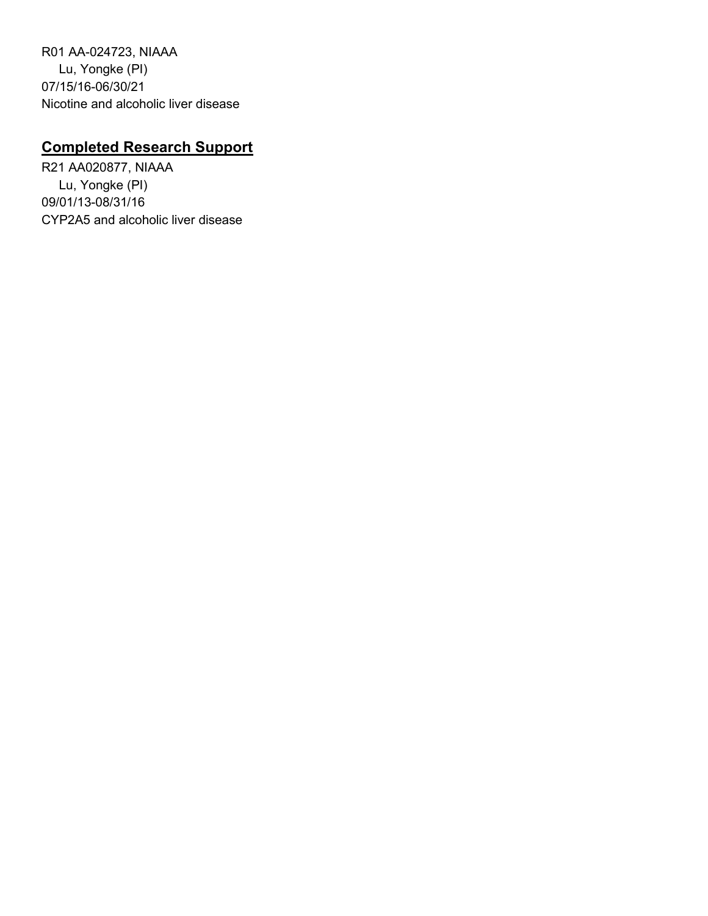R01 AA-024723, NIAAA  
Lu, Yongke (PI)  
07/15/16-06/30/21  
Nicotine and alcoholic liver disease

## Completed Research Support

R21 AA020877, NIAAA  
Lu, Yongke (PI)  
09/01/13-08/31/16  
CYP2A5 and alcoholic liver disease